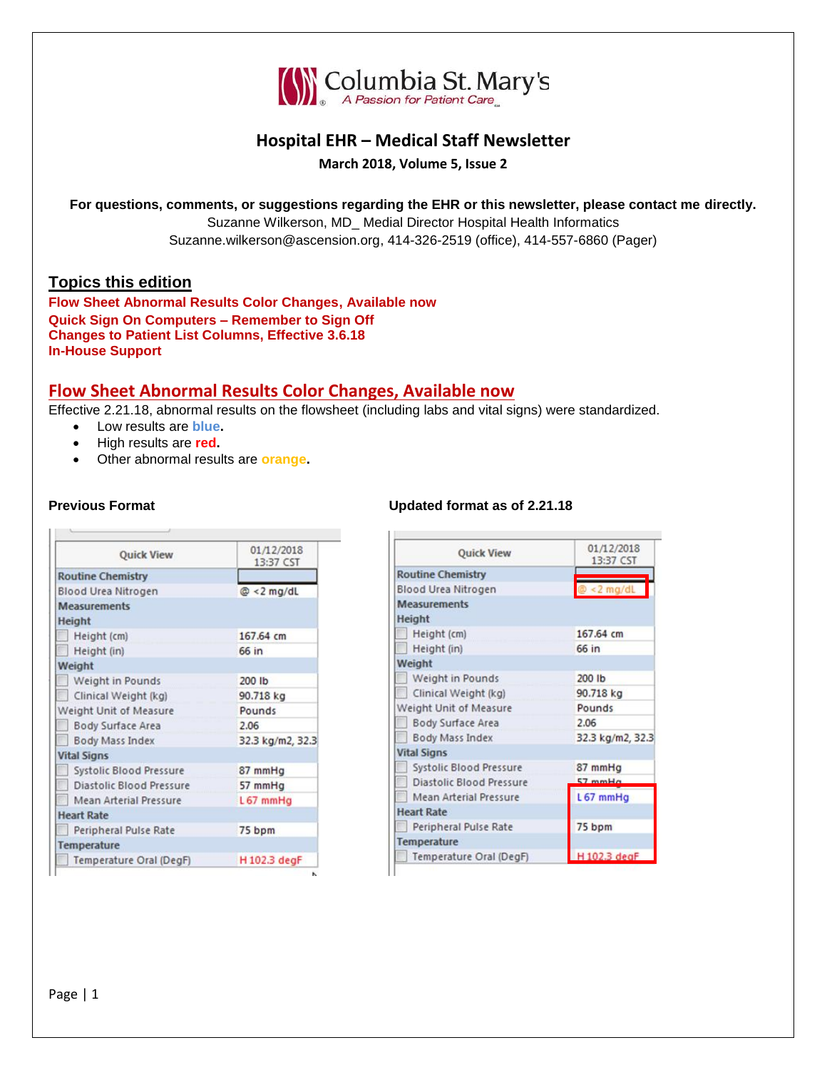Columbia St. Mary's
*A Passion for Patient Care*

# Hospital EHR – Medical Staff Newsletter

**March 2018, Volume 5, Issue 2**

**For questions, comments, or suggestions regarding the EHR or this newsletter, please contact me directly.**
Suzanne Wilkerson, MD_ Medial Director Hospital Health Informatics
Suzanne.wilkerson@ascension.org, 414-326-2519 (office), 414-557-6860 (Pager)

## Topics this edition

**Flow Sheet Abnormal Results Color Changes, Available now**
**Quick Sign On Computers – Remember to Sign Off**
**Changes to Patient List Columns, Effective 3.6.18**
**In-House Support**

## Flow Sheet Abnormal Results Color Changes, Available now

Effective 2.21.18, abnormal results on the flowsheet (including labs and vital signs) were standardized.

- Low results are **blue**.
- High results are **red**.
- Other abnormal results are **orange**.

**Previous Format**

| Quick View | 01/12/2018 13:37 CST |
|---|---|
| **Routine Chemistry** | |
| Blood Urea Nitrogen | @ <2 mg/dL |
| **Measurements** | |
| **Height** | |
| Height (cm) | 167.64 cm |
| Height (in) | 66 in |
| **Weight** | |
| Weight in Pounds | 200 lb |
| Clinical Weight (kg) | 90.718 kg |
| Weight Unit of Measure | Pounds |
| Body Surface Area | 2.06 |
| Body Mass Index | 32.3 kg/m2, 32.3 |
| **Vital Signs** | |
| Systolic Blood Pressure | 87 mmHg |
| Diastolic Blood Pressure | 57 mmHg |
| Mean Arterial Pressure | L 67 mmHg |
| **Heart Rate** | |
| Peripheral Pulse Rate | 75 bpm |
| **Temperature** | |
| Temperature Oral (DegF) | H 102.3 degF |

**Updated format as of 2.21.18**

| Quick View | 01/12/2018 13:37 CST |
|---|---|
| **Routine Chemistry** | |
| Blood Urea Nitrogen | @ <2 mg/dL |
| **Measurements** | |
| **Height** | |
| Height (cm) | 167.64 cm |
| Height (in) | 66 in |
| **Weight** | |
| Weight in Pounds | 200 lb |
| Clinical Weight (kg) | 90.718 kg |
| Weight Unit of Measure | Pounds |
| Body Surface Area | 2.06 |
| Body Mass Index | 32.3 kg/m2, 32.3 |
| **Vital Signs** | |
| Systolic Blood Pressure | 87 mmHg |
| Diastolic Blood Pressure | 57 mmHg |
| Mean Arterial Pressure | L 67 mmHg |
| **Heart Rate** | |
| Peripheral Pulse Rate | 75 bpm |
| **Temperature** | |
| Temperature Oral (DegF) | H 102.3 degF |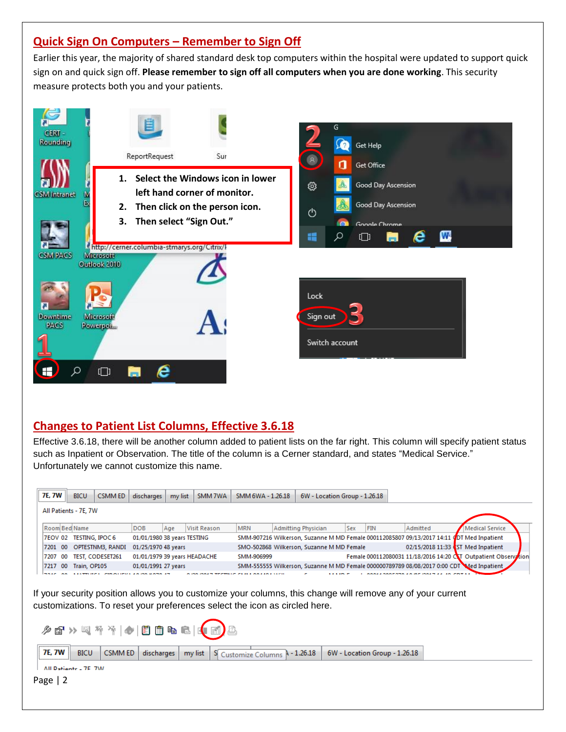## Quick Sign On Computers – Remember to Sign Off

Earlier this year, the majority of shared standard desk top computers within the hospital were updated to support quick sign on and quick sign off. **Please remember to sign off all computers when you are done working**. This security measure protects both you and your patients.

1. **Select the Windows icon in lower left hand corner of monitor.**
2. **Then click on the person icon.**
3. **Then select "Sign Out."**

## Changes to Patient List Columns, Effective 3.6.18

Effective 3.6.18, there will be another column added to patient lists on the far right. This column will specify patient status such as Inpatient or Observation. The title of the column is a Cerner standard, and states "Medical Service." Unfortunately we cannot customize this name.

If your security position allows you to customize your columns, this change will remove any of your current customizations. To reset your preferences select the icon as circled here.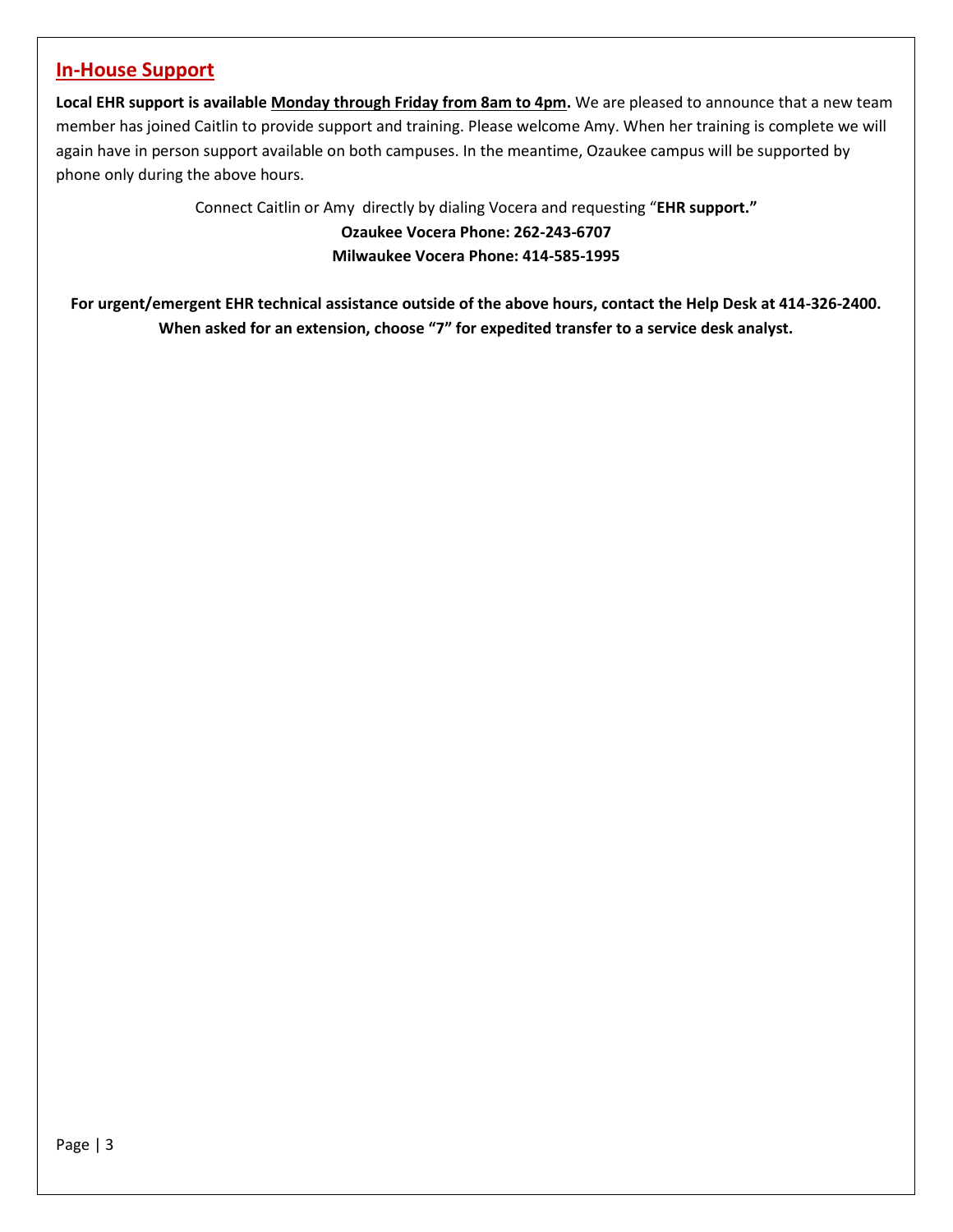## In-House Support

**Local EHR support is available Monday through Friday from 8am to 4pm.** We are pleased to announce that a new team member has joined Caitlin to provide support and training. Please welcome Amy. When her training is complete we will again have in person support available on both campuses. In the meantime, Ozaukee campus will be supported by phone only during the above hours.

Connect Caitlin or Amy directly by dialing Vocera and requesting "**EHR support.**"

**Ozaukee Vocera Phone: 262-243-6707**

**Milwaukee Vocera Phone: 414-585-1995**

**For urgent/emergent EHR technical assistance outside of the above hours, contact the Help Desk at 414-326-2400. When asked for an extension, choose "7" for expedited transfer to a service desk analyst.**